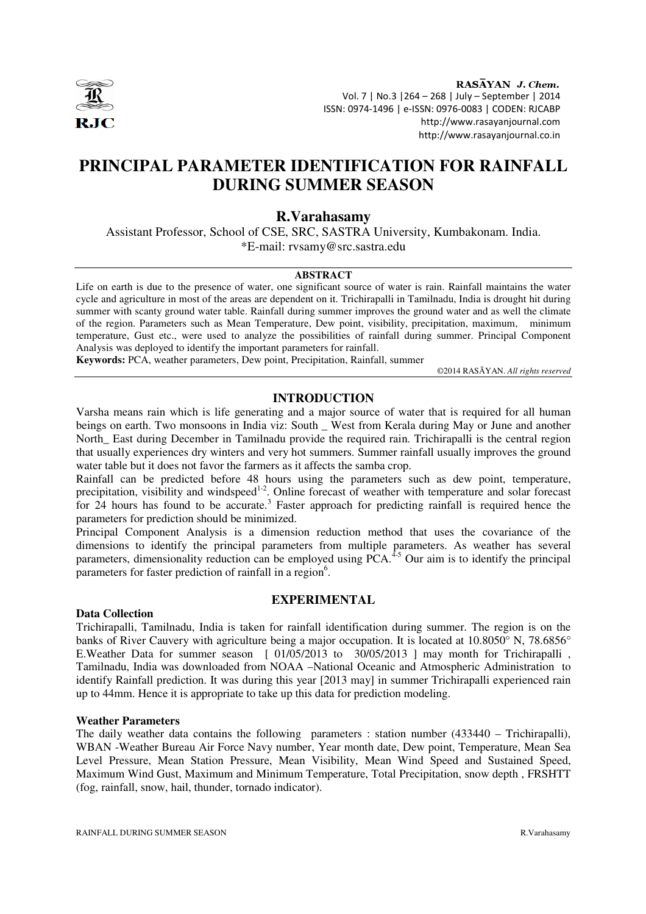# PRINCIPAL PARAMETER IDENTIFICATION FOR RAINFALL DURING SUMMER SEASON

**R.Varahasamy**

Assistant Professor, School of CSE, SRC, SASTRA University, Kumbakonam. India.
*E-mail: rvsamy@src.sastra.edu

**ABSTRACT**

Life on earth is due to the presence of water, one significant source of water is rain. Rainfall maintains the water cycle and agriculture in most of the areas are dependent on it. Trichirapalli in Tamilnadu, India is drought hit during summer with scanty ground water table. Rainfall during summer improves the ground water and as well the climate of the region. Parameters such as Mean Temperature, Dew point, visibility, precipitation, maximum, minimum temperature, Gust etc., were used to analyze the possibilities of rainfall during summer. Principal Component Analysis was deployed to identify the important parameters for rainfall.

**Keywords:** PCA, weather parameters, Dew point, Precipitation, Rainfall, summer

©2014 RASĀYAN. *All rights reserved*

## INTRODUCTION

Varsha means rain which is life generating and a major source of water that is required for all human beings on earth. Two monsoons in India viz: South _ West from Kerala during May or June and another North_ East during December in Tamilnadu provide the required rain. Trichirapalli is the central region that usually experiences dry winters and very hot summers. Summer rainfall usually improves the ground water table but it does not favor the farmers as it affects the samba crop.

Rainfall can be predicted before 48 hours using the parameters such as dew point, temperature, precipitation, visibility and windspeed[1-2]. Online forecast of weather with temperature and solar forecast for 24 hours has found to be accurate.[3] Faster approach for predicting rainfall is required hence the parameters for prediction should be minimized.

Principal Component Analysis is a dimension reduction method that uses the covariance of the dimensions to identify the principal parameters from multiple parameters. As weather has several parameters, dimensionality reduction can be employed using PCA.[4-5] Our aim is to identify the principal parameters for faster prediction of rainfall in a region[6].

## EXPERIMENTAL

### Data Collection

Trichirapalli, Tamilnadu, India is taken for rainfall identification during summer. The region is on the banks of River Cauvery with agriculture being a major occupation. It is located at 10.8050° N, 78.6856° E.Weather Data for summer season [ 01/05/2013 to 30/05/2013 ] may month for Trichirapalli , Tamilnadu, India was downloaded from NOAA –National Oceanic and Atmospheric Administration to identify Rainfall prediction. It was during this year [2013 may] in summer Trichirapalli experienced rain up to 44mm. Hence it is appropriate to take up this data for prediction modeling.

### Weather Parameters

The daily weather data contains the following parameters : station number (433440 – Trichirapalli), WBAN -Weather Bureau Air Force Navy number, Year month date, Dew point, Temperature, Mean Sea Level Pressure, Mean Station Pressure, Mean Visibility, Mean Wind Speed and Sustained Speed, Maximum Wind Gust, Maximum and Minimum Temperature, Total Precipitation, snow depth , FRSHTT (fog, rainfall, snow, hail, thunder, tornado indicator).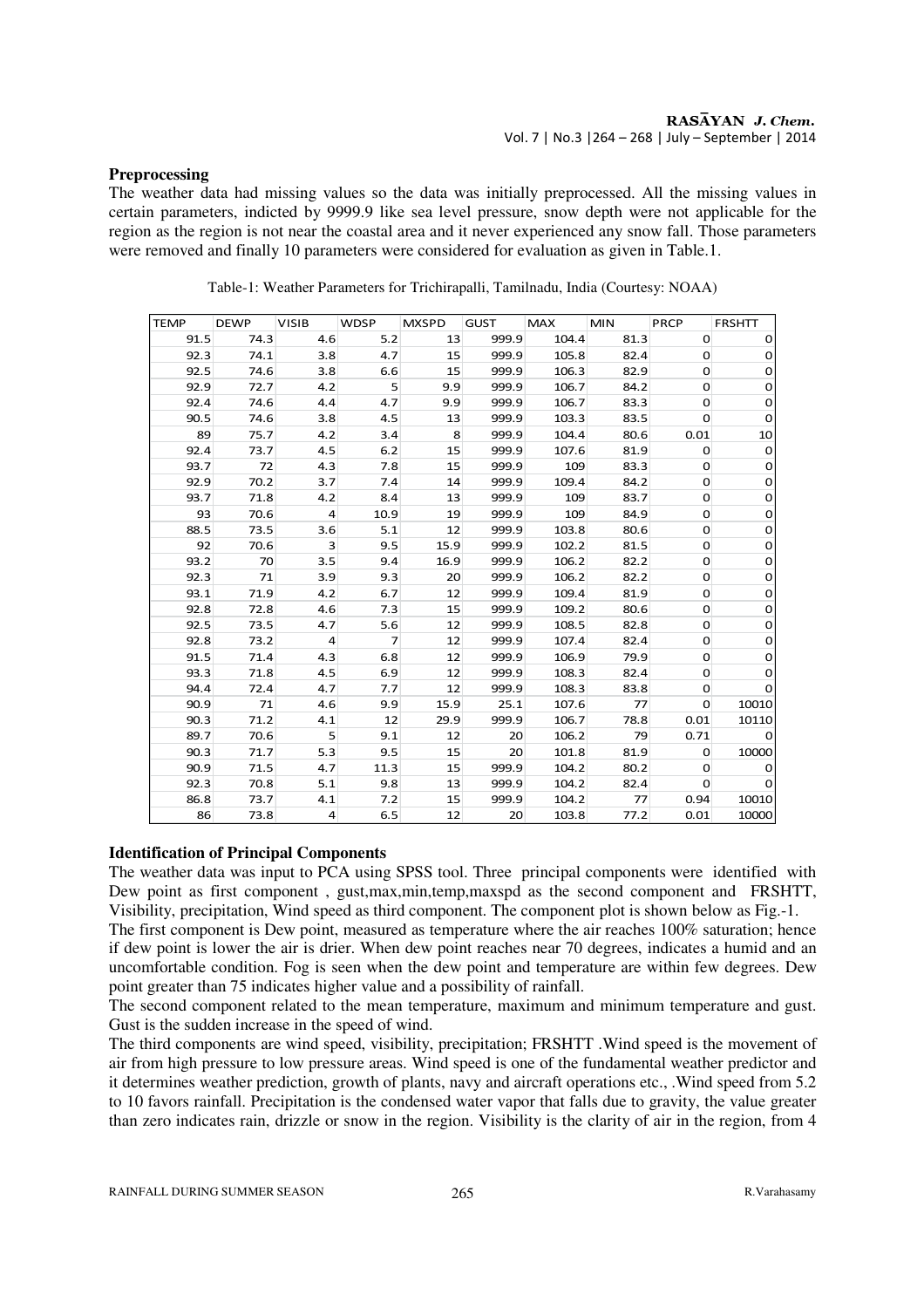**Preprocessing**

The weather data had missing values so the data was initially preprocessed. All the missing values in certain parameters, indicted by 9999.9 like sea level pressure, snow depth were not applicable for the region as the region is not near the coastal area and it never experienced any snow fall. Those parameters were removed and finally 10 parameters were considered for evaluation as given in Table.1.

Table-1: Weather Parameters for Trichirapalli, Tamilnadu, India (Courtesy: NOAA)

| TEMP | DEWP | VISIB | WDSP | MXSPD | GUST | MAX | MIN | PRCP | FRSHTT |
|---|---|---|---|---|---|---|---|---|---|
| 91.5 | 74.3 | 4.6 | 5.2 | 13 | 999.9 | 104.4 | 81.3 | 0 | 0 |
| 92.3 | 74.1 | 3.8 | 4.7 | 15 | 999.9 | 105.8 | 82.4 | 0 | 0 |
| 92.5 | 74.6 | 3.8 | 6.6 | 15 | 999.9 | 106.3 | 82.9 | 0 | 0 |
| 92.9 | 72.7 | 4.2 | 5 | 9.9 | 999.9 | 106.7 | 84.2 | 0 | 0 |
| 92.4 | 74.6 | 4.4 | 4.7 | 9.9 | 999.9 | 106.7 | 83.3 | 0 | 0 |
| 90.5 | 74.6 | 3.8 | 4.5 | 13 | 999.9 | 103.3 | 83.5 | 0 | 0 |
| 89 | 75.7 | 4.2 | 3.4 | 8 | 999.9 | 104.4 | 80.6 | 0.01 | 10 |
| 92.4 | 73.7 | 4.5 | 6.2 | 15 | 999.9 | 107.6 | 81.9 | 0 | 0 |
| 93.7 | 72 | 4.3 | 7.8 | 15 | 999.9 | 109 | 83.3 | 0 | 0 |
| 92.9 | 70.2 | 3.7 | 7.4 | 14 | 999.9 | 109.4 | 84.2 | 0 | 0 |
| 93.7 | 71.8 | 4.2 | 8.4 | 13 | 999.9 | 109 | 83.7 | 0 | 0 |
| 93 | 70.6 | 4 | 10.9 | 19 | 999.9 | 109 | 84.9 | 0 | 0 |
| 88.5 | 73.5 | 3.6 | 5.1 | 12 | 999.9 | 103.8 | 80.6 | 0 | 0 |
| 92 | 70.6 | 3 | 9.5 | 15.9 | 999.9 | 102.2 | 81.5 | 0 | 0 |
| 93.2 | 70 | 3.5 | 9.4 | 16.9 | 999.9 | 106.2 | 82.2 | 0 | 0 |
| 92.3 | 71 | 3.9 | 9.3 | 20 | 999.9 | 106.2 | 82.2 | 0 | 0 |
| 93.1 | 71.9 | 4.2 | 6.7 | 12 | 999.9 | 109.4 | 81.9 | 0 | 0 |
| 92.8 | 72.8 | 4.6 | 7.3 | 15 | 999.9 | 109.2 | 80.6 | 0 | 0 |
| 92.5 | 73.5 | 4.7 | 5.6 | 12 | 999.9 | 108.5 | 82.8 | 0 | 0 |
| 92.8 | 73.2 | 4 | 7 | 12 | 999.9 | 107.4 | 82.4 | 0 | 0 |
| 91.5 | 71.4 | 4.3 | 6.8 | 12 | 999.9 | 106.9 | 79.9 | 0 | 0 |
| 93.3 | 71.8 | 4.5 | 6.9 | 12 | 999.9 | 108.3 | 82.4 | 0 | 0 |
| 94.4 | 72.4 | 4.7 | 7.7 | 12 | 999.9 | 108.3 | 83.8 | 0 | 0 |
| 90.9 | 71 | 4.6 | 9.9 | 15.9 | 25.1 | 107.6 | 77 | 0 | 10010 |
| 90.3 | 71.2 | 4.1 | 12 | 29.9 | 999.9 | 106.7 | 78.8 | 0.01 | 10110 |
| 89.7 | 70.6 | 5 | 9.1 | 12 | 20 | 106.2 | 79 | 0.71 | 0 |
| 90.3 | 71.7 | 5.3 | 9.5 | 15 | 20 | 101.8 | 81.9 | 0 | 10000 |
| 90.9 | 71.5 | 4.7 | 11.3 | 15 | 999.9 | 104.2 | 80.2 | 0 | 0 |
| 92.3 | 70.8 | 5.1 | 9.8 | 13 | 999.9 | 104.2 | 82.4 | 0 | 0 |
| 86.8 | 73.7 | 4.1 | 7.2 | 15 | 999.9 | 104.2 | 77 | 0.94 | 10010 |
| 86 | 73.8 | 4 | 6.5 | 12 | 20 | 103.8 | 77.2 | 0.01 | 10000 |

**Identification of Principal Components**

The weather data was input to PCA using SPSS tool. Three principal components were identified with Dew point as first component , gust,max,min,temp,maxspd as the second component and FRSHTT, Visibility, precipitation, Wind speed as third component. The component plot is shown below as Fig.-1.

The first component is Dew point, measured as temperature where the air reaches 100% saturation; hence if dew point is lower the air is drier. When dew point reaches near 70 degrees, indicates a humid and an uncomfortable condition. Fog is seen when the dew point and temperature are within few degrees. Dew point greater than 75 indicates higher value and a possibility of rainfall.

The second component related to the mean temperature, maximum and minimum temperature and gust. Gust is the sudden increase in the speed of wind.

The third components are wind speed, visibility, precipitation; FRSHTT .Wind speed is the movement of air from high pressure to low pressure areas. Wind speed is one of the fundamental weather predictor and it determines weather prediction, growth of plants, navy and aircraft operations etc., .Wind speed from 5.2 to 10 favors rainfall. Precipitation is the condensed water vapor that falls due to gravity, the value greater than zero indicates rain, drizzle or snow in the region. Visibility is the clarity of air in the region, from 4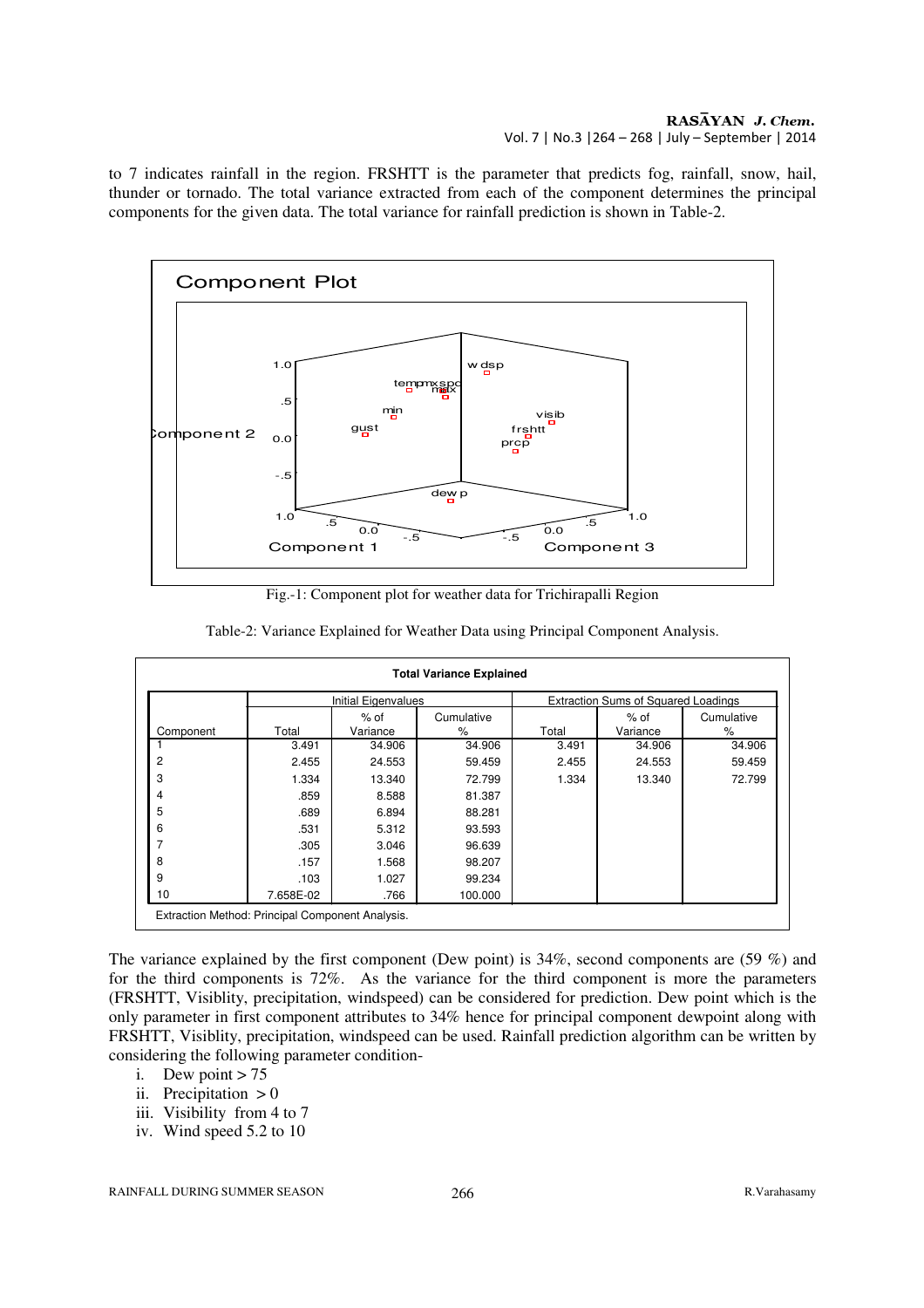to 7 indicates rainfall in the region. FRSHTT is the parameter that predicts fog, rainfall, snow, hail, thunder or tornado. The total variance extracted from each of the component determines the principal components for the given data. The total variance for rainfall prediction is shown in Table-2.

Fig.-1: Component plot for weather data for Trichirapalli Region

Table-2: Variance Explained for Weather Data using Principal Component Analysis.

**Total Variance Explained**

| Component | Initial Eigenvalues | | | Extraction Sums of Squared Loadings | | |
|---|---|---|---|---|---|---|
| | Total | % of Variance | Cumulative % | Total | % of Variance | Cumulative % |
| 1 | 3.491 | 34.906 | 34.906 | 3.491 | 34.906 | 34.906 |
| 2 | 2.455 | 24.553 | 59.459 | 2.455 | 24.553 | 59.459 |
| 3 | 1.334 | 13.340 | 72.799 | 1.334 | 13.340 | 72.799 |
| 4 | .859 | 8.588 | 81.387 | | | |
| 5 | .689 | 6.894 | 88.281 | | | |
| 6 | .531 | 5.312 | 93.593 | | | |
| 7 | .305 | 3.046 | 96.639 | | | |
| 8 | .157 | 1.568 | 98.207 | | | |
| 9 | .103 | 1.027 | 99.234 | | | |
| 10 | 7.658E-02 | .766 | 100.000 | | | |

Extraction Method: Principal Component Analysis.

The variance explained by the first component (Dew point) is 34%, second components are (59 %) and for the third components is 72%. As the variance for the third component is more the parameters (FRSHTT, Visiblity, precipitation, windspeed) can be considered for prediction. Dew point which is the only parameter in first component attributes to 34% hence for principal component dewpoint along with FRSHTT, Visiblity, precipitation, windspeed can be used. Rainfall prediction algorithm can be written by considering the following parameter condition-

i. Dew point > 75
ii. Precipitation > 0
iii. Visibility from 4 to 7
iv. Wind speed 5.2 to 10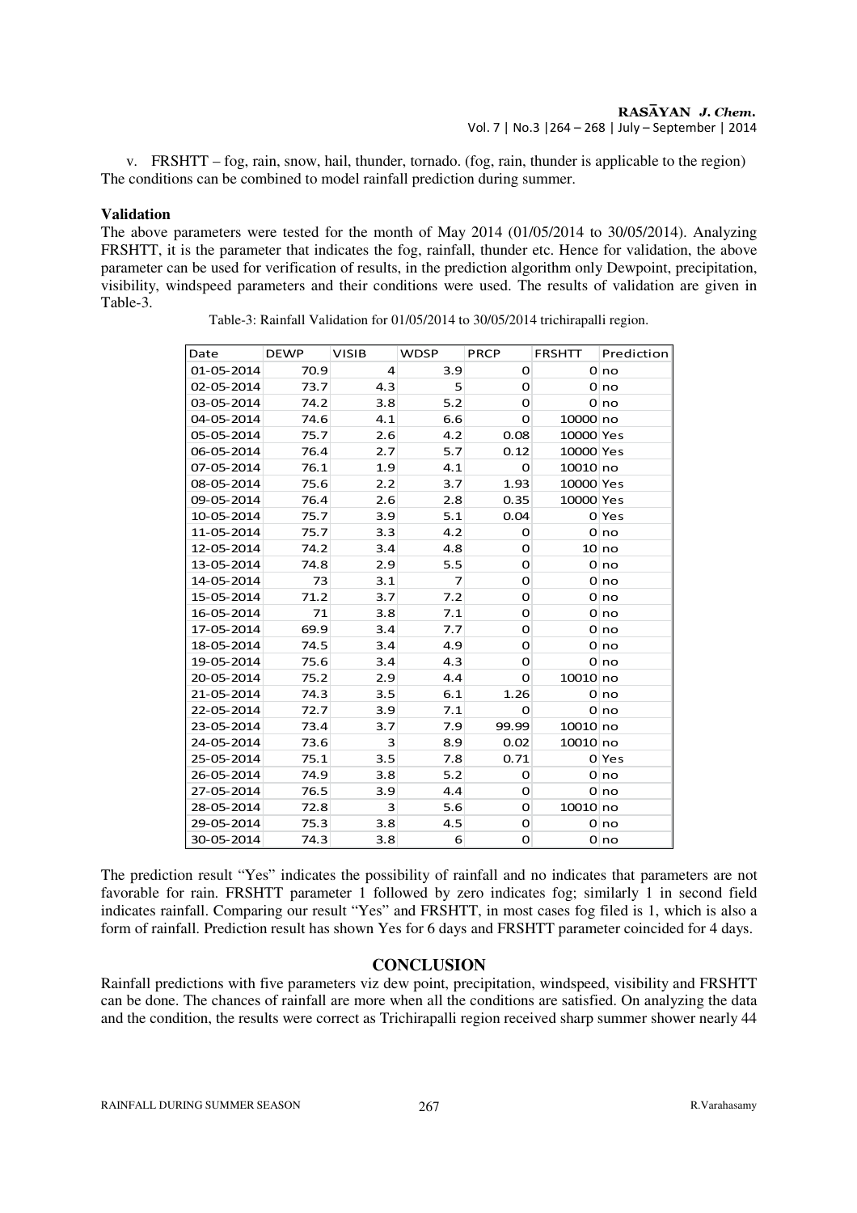v. FRSHTT – fog, rain, snow, hail, thunder, tornado. (fog, rain, thunder is applicable to the region)
The conditions can be combined to model rainfall prediction during summer.

**Validation**

The above parameters were tested for the month of May 2014 (01/05/2014 to 30/05/2014). Analyzing FRSHTT, it is the parameter that indicates the fog, rainfall, thunder etc. Hence for validation, the above parameter can be used for verification of results, in the prediction algorithm only Dewpoint, precipitation, visibility, windspeed parameters and their conditions were used. The results of validation are given in Table-3.

Table-3: Rainfall Validation for 01/05/2014 to 30/05/2014 trichirapalli region.

| Date | DEWP | VISIB | WDSP | PRCP | FRSHTT | Prediction |
|---|---|---|---|---|---|---|
| 01-05-2014 | 70.9 | 4 | 3.9 | 0 | 0 | no |
| 02-05-2014 | 73.7 | 4.3 | 5 | 0 | 0 | no |
| 03-05-2014 | 74.2 | 3.8 | 5.2 | 0 | 0 | no |
| 04-05-2014 | 74.6 | 4.1 | 6.6 | 0 | 10000 | no |
| 05-05-2014 | 75.7 | 2.6 | 4.2 | 0.08 | 10000 | Yes |
| 06-05-2014 | 76.4 | 2.7 | 5.7 | 0.12 | 10000 | Yes |
| 07-05-2014 | 76.1 | 1.9 | 4.1 | 0 | 10010 | no |
| 08-05-2014 | 75.6 | 2.2 | 3.7 | 1.93 | 10000 | Yes |
| 09-05-2014 | 76.4 | 2.6 | 2.8 | 0.35 | 10000 | Yes |
| 10-05-2014 | 75.7 | 3.9 | 5.1 | 0.04 | 0 | Yes |
| 11-05-2014 | 75.7 | 3.3 | 4.2 | 0 | 0 | no |
| 12-05-2014 | 74.2 | 3.4 | 4.8 | 0 | 10 | no |
| 13-05-2014 | 74.8 | 2.9 | 5.5 | 0 | 0 | no |
| 14-05-2014 | 73 | 3.1 | 7 | 0 | 0 | no |
| 15-05-2014 | 71.2 | 3.7 | 7.2 | 0 | 0 | no |
| 16-05-2014 | 71 | 3.8 | 7.1 | 0 | 0 | no |
| 17-05-2014 | 69.9 | 3.4 | 7.7 | 0 | 0 | no |
| 18-05-2014 | 74.5 | 3.4 | 4.9 | 0 | 0 | no |
| 19-05-2014 | 75.6 | 3.4 | 4.3 | 0 | 0 | no |
| 20-05-2014 | 75.2 | 2.9 | 4.4 | 0 | 10010 | no |
| 21-05-2014 | 74.3 | 3.5 | 6.1 | 1.26 | 0 | no |
| 22-05-2014 | 72.7 | 3.9 | 7.1 | 0 | 0 | no |
| 23-05-2014 | 73.4 | 3.7 | 7.9 | 99.99 | 10010 | no |
| 24-05-2014 | 73.6 | 3 | 8.9 | 0.02 | 10010 | no |
| 25-05-2014 | 75.1 | 3.5 | 7.8 | 0.71 | 0 | Yes |
| 26-05-2014 | 74.9 | 3.8 | 5.2 | 0 | 0 | no |
| 27-05-2014 | 76.5 | 3.9 | 4.4 | 0 | 0 | no |
| 28-05-2014 | 72.8 | 3 | 5.6 | 0 | 10010 | no |
| 29-05-2014 | 75.3 | 3.8 | 4.5 | 0 | 0 | no |
| 30-05-2014 | 74.3 | 3.8 | 6 | 0 | 0 | no |

The prediction result "Yes" indicates the possibility of rainfall and no indicates that parameters are not favorable for rain. FRSHTT parameter 1 followed by zero indicates fog; similarly 1 in second field indicates rainfall. Comparing our result "Yes" and FRSHTT, in most cases fog filed is 1, which is also a form of rainfall. Prediction result has shown Yes for 6 days and FRSHTT parameter coincided for 4 days.

## CONCLUSION

Rainfall predictions with five parameters viz dew point, precipitation, windspeed, visibility and FRSHTT can be done. The chances of rainfall are more when all the conditions are satisfied. On analyzing the data and the condition, the results were correct as Trichirapalli region received sharp summer shower nearly 44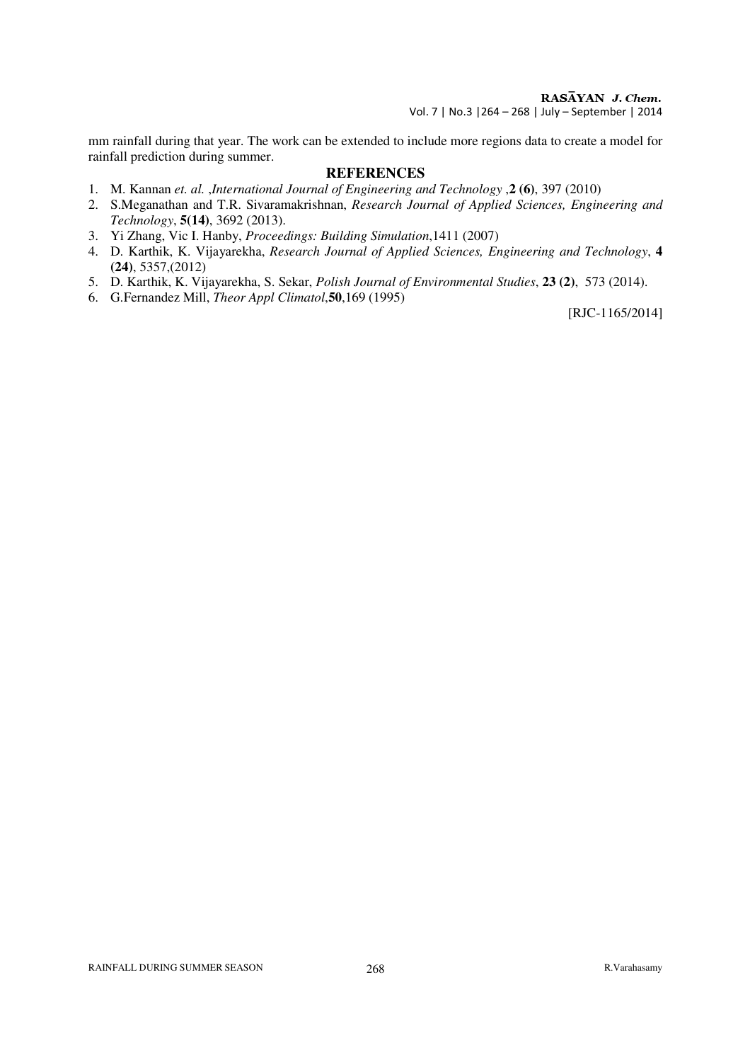mm rainfall during that year. The work can be extended to include more regions data to create a model for rainfall prediction during summer.

## REFERENCES

1. M. Kannan *et. al.* ,*International Journal of Engineering and Technology* ,**2 (6)**, 397 (2010)
2. S.Meganathan and T.R. Sivaramakrishnan, *Research Journal of Applied Sciences, Engineering and Technology*, **5(14)**, 3692 (2013).
3. Yi Zhang, Vic I. Hanby, *Proceedings: Building Simulation*,1411 (2007)
4. D. Karthik, K. Vijayarekha, *Research Journal of Applied Sciences, Engineering and Technology*, **4 (24)**, 5357,(2012)
5. D. Karthik, K. Vijayarekha, S. Sekar, *Polish Journal of Environmental Studies*, **23 (2)**, 573 (2014).
6. G.Fernandez Mill, *Theor Appl Climatol*,**50**,169 (1995)

[RJC-1165/2014]